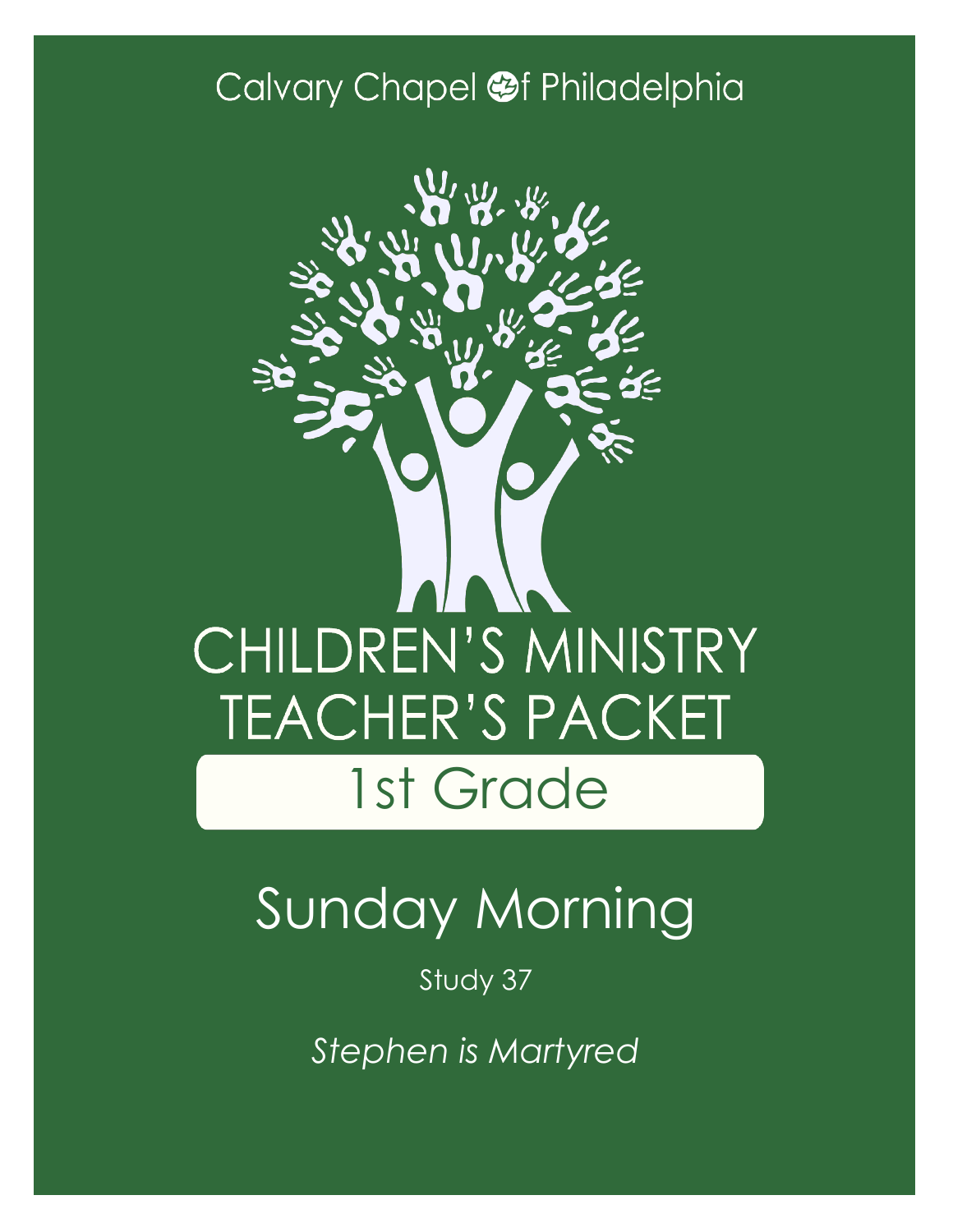Calvary Chapel of Philadelphia

# CHILDREN'S MINISTRY TEACHER'S PACKET

## 1st Grade

# Sunday Morning

Study 37

*Stephen is Martyred*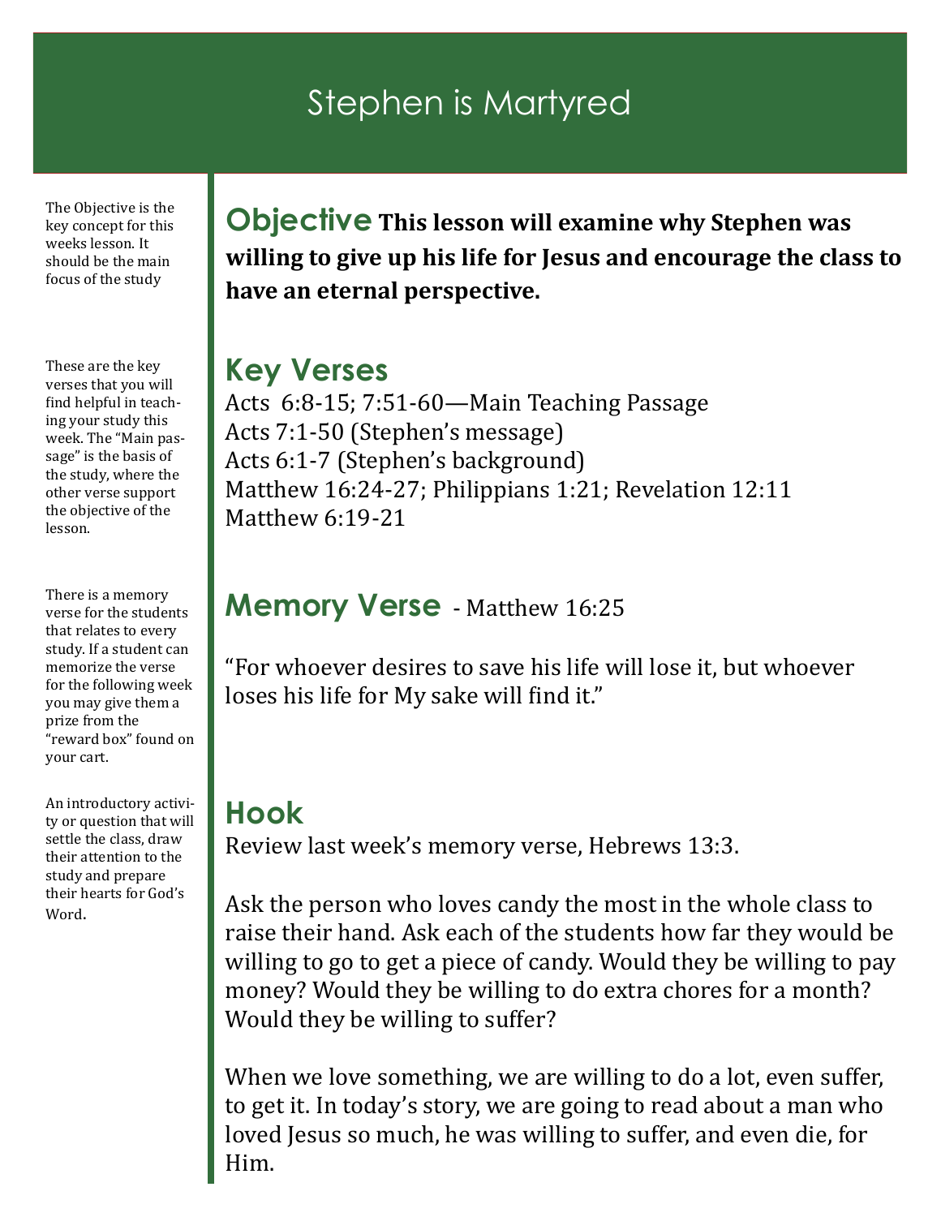# Stephen is Martyred

The Objective is the key concept for this weeks lesson. It should be the main focus of the study

## Objective

**This lesson will examine why Stephen was willing to give up his life for Jesus and encourage the class to have an eternal perspective.**

These are the key verses that you will find helpful in teaching your study this week. The "Main passage" is the basis of the study, where the other verse support the objective of the lesson.

## Key Verses

Acts 6:8-15; 7:51-60—Main Teaching Passage
Acts 7:1-50 (Stephen's message)
Acts 6:1-7 (Stephen's background)
Matthew 16:24-27; Philippians 1:21; Revelation 12:11
Matthew 6:19-21

There is a memory verse for the students that relates to every study. If a student can memorize the verse for the following week you may give them a prize from the "reward box" found on your cart.

## Memory Verse - Matthew 16:25

"For whoever desires to save his life will lose it, but whoever loses his life for My sake will find it."

An introductory activity or question that will settle the class, draw their attention to the study and prepare their hearts for God's Word.

## Hook

Review last week's memory verse, Hebrews 13:3.

Ask the person who loves candy the most in the whole class to raise their hand. Ask each of the students how far they would be willing to go to get a piece of candy. Would they be willing to pay money? Would they be willing to do extra chores for a month? Would they be willing to suffer?

When we love something, we are willing to do a lot, even suffer, to get it. In today's story, we are going to read about a man who loved Jesus so much, he was willing to suffer, and even die, for Him.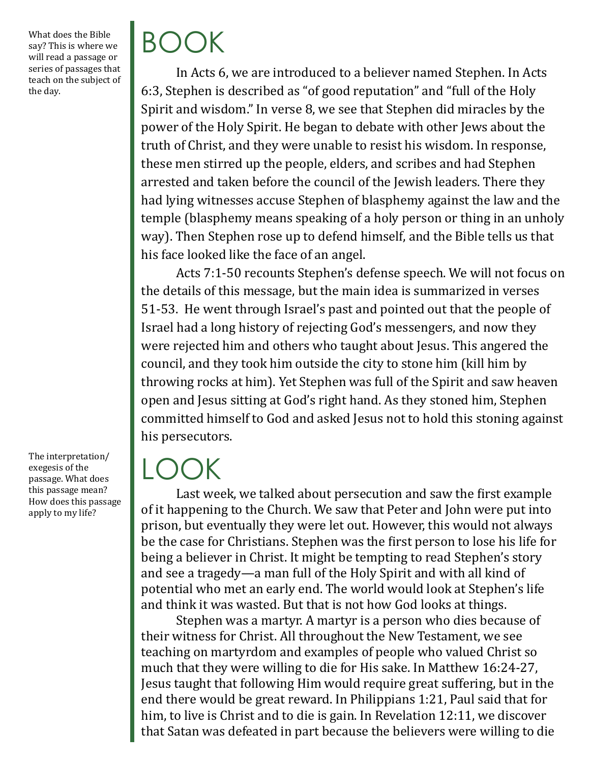What does the Bible say? This is where we will read a passage or series of passages that teach on the subject of the day.

# BOOK

In Acts 6, we are introduced to a believer named Stephen. In Acts 6:3, Stephen is described as "of good reputation" and "full of the Holy Spirit and wisdom." In verse 8, we see that Stephen did miracles by the power of the Holy Spirit. He began to debate with other Jews about the truth of Christ, and they were unable to resist his wisdom. In response, these men stirred up the people, elders, and scribes and had Stephen arrested and taken before the council of the Jewish leaders. There they had lying witnesses accuse Stephen of blasphemy against the law and the temple (blasphemy means speaking of a holy person or thing in an unholy way). Then Stephen rose up to defend himself, and the Bible tells us that his face looked like the face of an angel.

Acts 7:1-50 recounts Stephen's defense speech. We will not focus on the details of this message, but the main idea is summarized in verses 51-53. He went through Israel's past and pointed out that the people of Israel had a long history of rejecting God's messengers, and now they were rejected him and others who taught about Jesus. This angered the council, and they took him outside the city to stone him (kill him by throwing rocks at him). Yet Stephen was full of the Spirit and saw heaven open and Jesus sitting at God's right hand. As they stoned him, Stephen committed himself to God and asked Jesus not to hold this stoning against his persecutors.

The interpretation/exegesis of the passage. What does this passage mean? How does this passage apply to my life?

# LOOK

Last week, we talked about persecution and saw the first example of it happening to the Church. We saw that Peter and John were put into prison, but eventually they were let out. However, this would not always be the case for Christians. Stephen was the first person to lose his life for being a believer in Christ. It might be tempting to read Stephen's story and see a tragedy—a man full of the Holy Spirit and with all kind of potential who met an early end. The world would look at Stephen's life and think it was wasted. But that is not how God looks at things.

Stephen was a martyr. A martyr is a person who dies because of their witness for Christ. All throughout the New Testament, we see teaching on martyrdom and examples of people who valued Christ so much that they were willing to die for His sake. In Matthew 16:24-27, Jesus taught that following Him would require great suffering, but in the end there would be great reward. In Philippians 1:21, Paul said that for him, to live is Christ and to die is gain. In Revelation 12:11, we discover that Satan was defeated in part because the believers were willing to die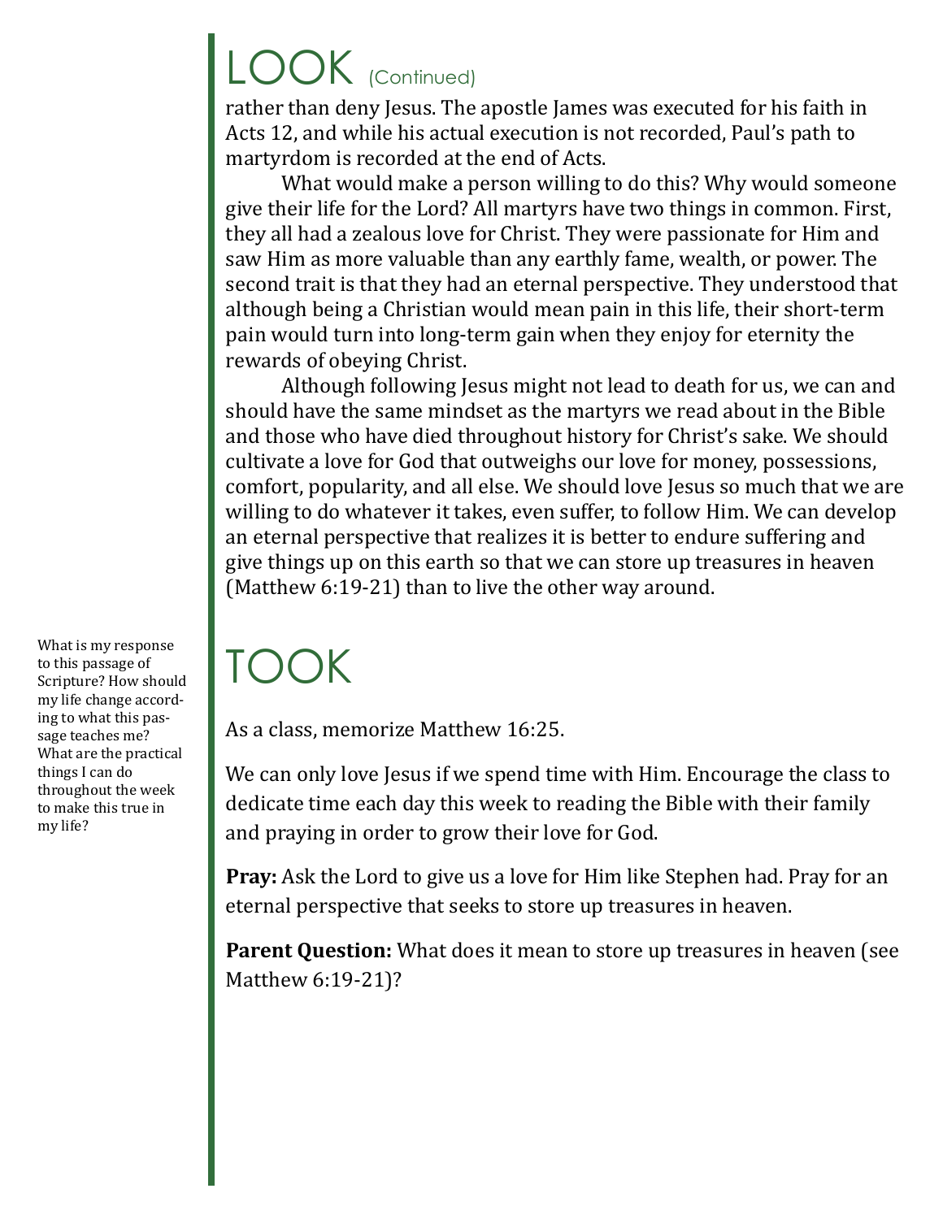# LOOK (Continued)

rather than deny Jesus. The apostle James was executed for his faith in Acts 12, and while his actual execution is not recorded, Paul's path to martyrdom is recorded at the end of Acts.

What would make a person willing to do this? Why would someone give their life for the Lord? All martyrs have two things in common. First, they all had a zealous love for Christ. They were passionate for Him and saw Him as more valuable than any earthly fame, wealth, or power. The second trait is that they had an eternal perspective. They understood that although being a Christian would mean pain in this life, their short-term pain would turn into long-term gain when they enjoy for eternity the rewards of obeying Christ.

Although following Jesus might not lead to death for us, we can and should have the same mindset as the martyrs we read about in the Bible and those who have died throughout history for Christ's sake. We should cultivate a love for God that outweighs our love for money, possessions, comfort, popularity, and all else. We should love Jesus so much that we are willing to do whatever it takes, even suffer, to follow Him. We can develop an eternal perspective that realizes it is better to endure suffering and give things up on this earth so that we can store up treasures in heaven (Matthew 6:19-21) than to live the other way around.

# TOOK

What is my response to this passage of Scripture? How should my life change according to what this passage teaches me? What are the practical things I can do throughout the week to make this true in my life?

As a class, memorize Matthew 16:25.

We can only love Jesus if we spend time with Him. Encourage the class to dedicate time each day this week to reading the Bible with their family and praying in order to grow their love for God.

**Pray:** Ask the Lord to give us a love for Him like Stephen had. Pray for an eternal perspective that seeks to store up treasures in heaven.

**Parent Question:** What does it mean to store up treasures in heaven (see Matthew 6:19-21)?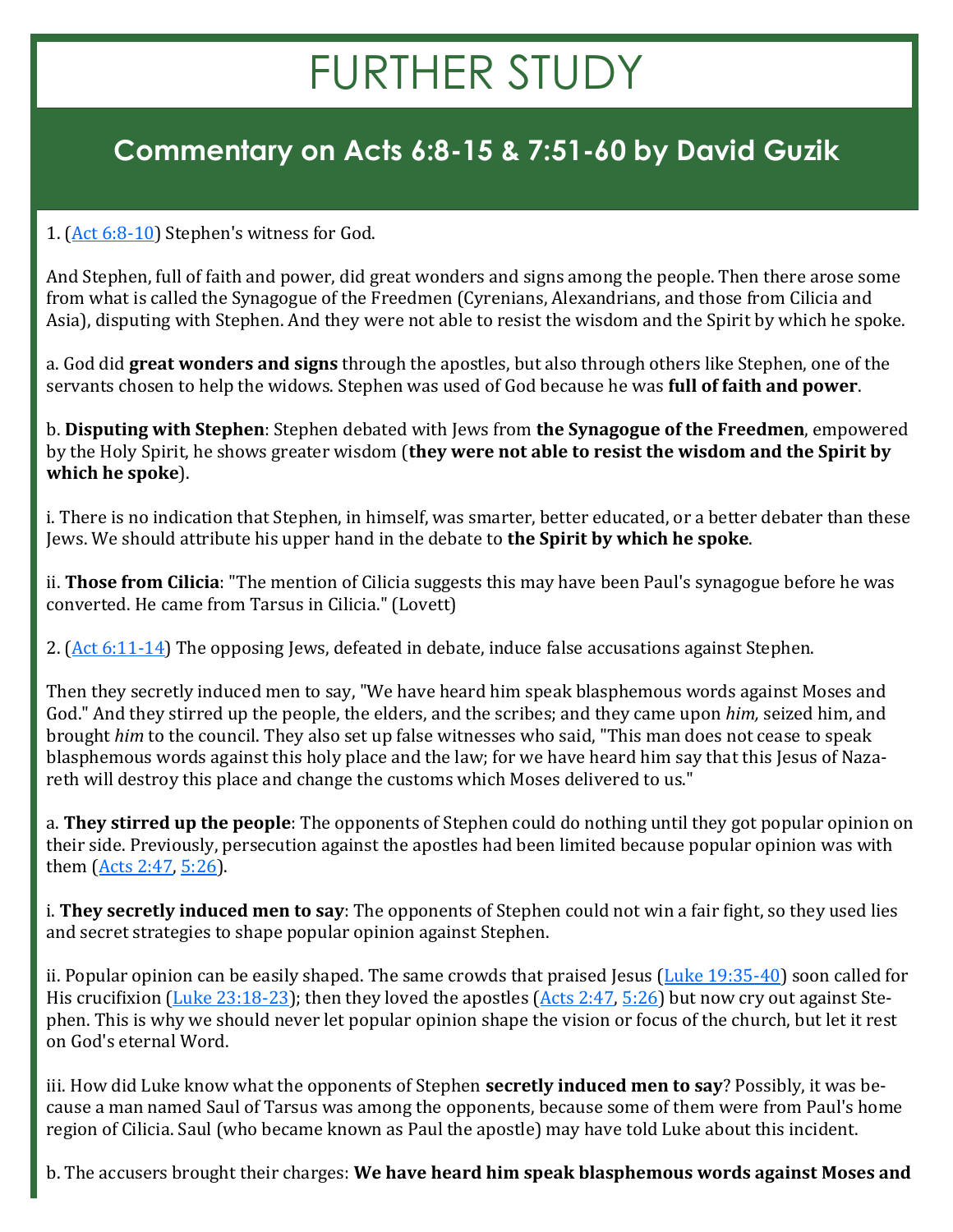# FURTHER STUDY

## Commentary on Acts 6:8-15 & 7:51-60 by David Guzik

1. ([Act 6:8-10]()) Stephen's witness for God.

And Stephen, full of faith and power, did great wonders and signs among the people. Then there arose some from what is called the Synagogue of the Freedmen (Cyrenians, Alexandrians, and those from Cilicia and Asia), disputing with Stephen. And they were not able to resist the wisdom and the Spirit by which he spoke.

a. God did **great wonders and signs** through the apostles, but also through others like Stephen, one of the servants chosen to help the widows. Stephen was used of God because he was **full of faith and power**.

b. **Disputing with Stephen**: Stephen debated with Jews from **the Synagogue of the Freedmen**, empowered by the Holy Spirit, he shows greater wisdom (**they were not able to resist the wisdom and the Spirit by which he spoke**).

i. There is no indication that Stephen, in himself, was smarter, better educated, or a better debater than these Jews. We should attribute his upper hand in the debate to **the Spirit by which he spoke**.

ii. **Those from Cilicia**: "The mention of Cilicia suggests this may have been Paul's synagogue before he was converted. He came from Tarsus in Cilicia." (Lovett)

2. ([Act 6:11-14]()) The opposing Jews, defeated in debate, induce false accusations against Stephen.

Then they secretly induced men to say, "We have heard him speak blasphemous words against Moses and God." And they stirred up the people, the elders, and the scribes; and they came upon *him,* seized him, and brought *him* to the council. They also set up false witnesses who said, "This man does not cease to speak blasphemous words against this holy place and the law; for we have heard him say that this Jesus of Nazareth will destroy this place and change the customs which Moses delivered to us."

a. **They stirred up the people**: The opponents of Stephen could do nothing until they got popular opinion on their side. Previously, persecution against the apostles had been limited because popular opinion was with them ([Acts 2:47](), [5:26]()).

i. **They secretly induced men to say**: The opponents of Stephen could not win a fair fight, so they used lies and secret strategies to shape popular opinion against Stephen.

ii. Popular opinion can be easily shaped. The same crowds that praised Jesus ([Luke 19:35-40]()) soon called for His crucifixion ([Luke 23:18-23]()); then they loved the apostles ([Acts 2:47](), [5:26]()) but now cry out against Stephen. This is why we should never let popular opinion shape the vision or focus of the church, but let it rest on God's eternal Word.

iii. How did Luke know what the opponents of Stephen **secretly induced men to say**? Possibly, it was because a man named Saul of Tarsus was among the opponents, because some of them were from Paul's home region of Cilicia. Saul (who became known as Paul the apostle) may have told Luke about this incident.

b. The accusers brought their charges: **We have heard him speak blasphemous words against Moses and**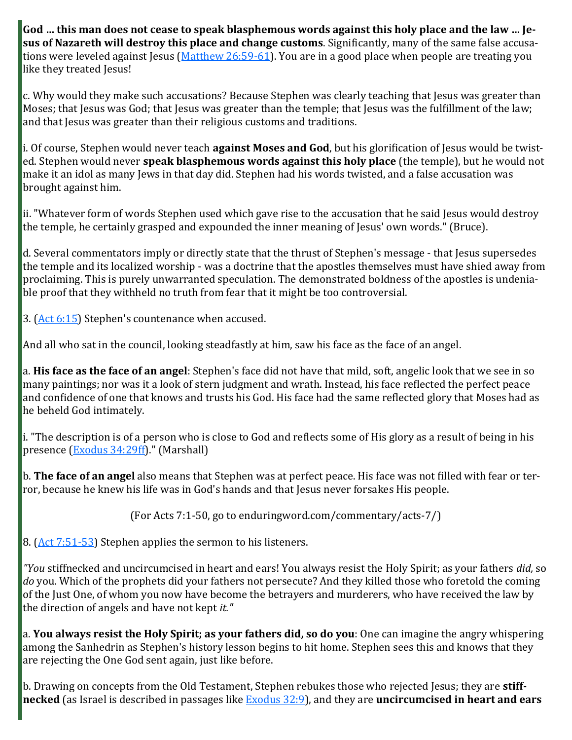**God ... this man does not cease to speak blasphemous words against this holy place and the law ... Jesus of Nazareth will destroy this place and change customs**. Significantly, many of the same false accusations were leveled against Jesus (Matthew 26:59-61). You are in a good place when people are treating you like they treated Jesus!

c. Why would they make such accusations? Because Stephen was clearly teaching that Jesus was greater than Moses; that Jesus was God; that Jesus was greater than the temple; that Jesus was the fulfillment of the law; and that Jesus was greater than their religious customs and traditions.

i. Of course, Stephen would never teach **against Moses and God**, but his glorification of Jesus would be twisted. Stephen would never **speak blasphemous words against this holy place** (the temple), but he would not make it an idol as many Jews in that day did. Stephen had his words twisted, and a false accusation was brought against him.

ii. "Whatever form of words Stephen used which gave rise to the accusation that he said Jesus would destroy the temple, he certainly grasped and expounded the inner meaning of Jesus' own words." (Bruce).

d. Several commentators imply or directly state that the thrust of Stephen's message - that Jesus supersedes the temple and its localized worship - was a doctrine that the apostles themselves must have shied away from proclaiming. This is purely unwarranted speculation. The demonstrated boldness of the apostles is undeniable proof that they withheld no truth from fear that it might be too controversial.

3. (Act 6:15) Stephen's countenance when accused.

And all who sat in the council, looking steadfastly at him, saw his face as the face of an angel.

a. **His face as the face of an angel**: Stephen's face did not have that mild, soft, angelic look that we see in so many paintings; nor was it a look of stern judgment and wrath. Instead, his face reflected the perfect peace and confidence of one that knows and trusts his God. His face had the same reflected glory that Moses had as he beheld God intimately.

i. "The description is of a person who is close to God and reflects some of His glory as a result of being in his presence (Exodus 34:29ff)." (Marshall)

b. **The face of an angel** also means that Stephen was at perfect peace. His face was not filled with fear or terror, because he knew his life was in God's hands and that Jesus never forsakes His people.

(For Acts 7:1-50, go to enduringword.com/commentary/acts-7/)

8. (Act 7:51-53) Stephen applies the sermon to his listeners.

*"You* stiffnecked and uncircumcised in heart and ears! You always resist the Holy Spirit; as your fathers *did,* so *do* you. Which of the prophets did your fathers not persecute? And they killed those who foretold the coming of the Just One, of whom you now have become the betrayers and murderers, who have received the law by the direction of angels and have not kept *it."*

a. **You always resist the Holy Spirit; as your fathers did, so do you**: One can imagine the angry whispering among the Sanhedrin as Stephen's history lesson begins to hit home. Stephen sees this and knows that they are rejecting the One God sent again, just like before.

b. Drawing on concepts from the Old Testament, Stephen rebukes those who rejected Jesus; they are **stiffnecked** (as Israel is described in passages like Exodus 32:9), and they are **uncircumcised in heart and ears**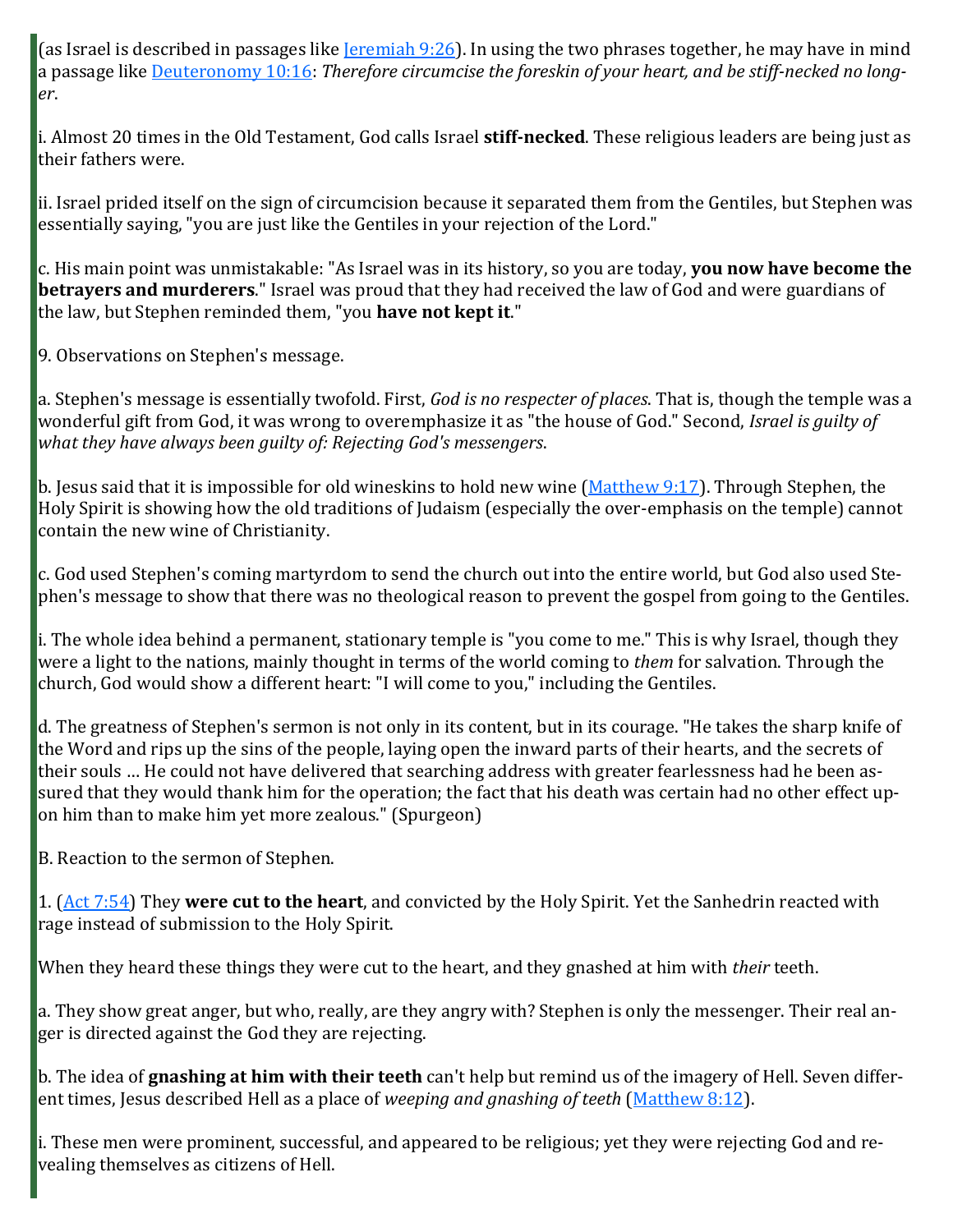(as Israel is described in passages like Jeremiah 9:26). In using the two phrases together, he may have in mind a passage like Deuteronomy 10:16: *Therefore circumcise the foreskin of your heart, and be stiff-necked no longer*.

i. Almost 20 times in the Old Testament, God calls Israel **stiff-necked**. These religious leaders are being just as their fathers were.

ii. Israel prided itself on the sign of circumcision because it separated them from the Gentiles, but Stephen was essentially saying, "you are just like the Gentiles in your rejection of the Lord."

c. His main point was unmistakable: "As Israel was in its history, so you are today, **you now have become the betrayers and murderers**." Israel was proud that they had received the law of God and were guardians of the law, but Stephen reminded them, "you **have not kept it**."

9. Observations on Stephen's message.

a. Stephen's message is essentially twofold. First, *God is no respecter of places*. That is, though the temple was a wonderful gift from God, it was wrong to overemphasize it as "the house of God." Second, *Israel is guilty of what they have always been guilty of: Rejecting God's messengers*.

b. Jesus said that it is impossible for old wineskins to hold new wine (Matthew 9:17). Through Stephen, the Holy Spirit is showing how the old traditions of Judaism (especially the over-emphasis on the temple) cannot contain the new wine of Christianity.

c. God used Stephen's coming martyrdom to send the church out into the entire world, but God also used Stephen's message to show that there was no theological reason to prevent the gospel from going to the Gentiles.

i. The whole idea behind a permanent, stationary temple is "you come to me." This is why Israel, though they were a light to the nations, mainly thought in terms of the world coming to *them* for salvation. Through the church, God would show a different heart: "I will come to you," including the Gentiles.

d. The greatness of Stephen's sermon is not only in its content, but in its courage. "He takes the sharp knife of the Word and rips up the sins of the people, laying open the inward parts of their hearts, and the secrets of their souls … He could not have delivered that searching address with greater fearlessness had he been assured that they would thank him for the operation; the fact that his death was certain had no other effect upon him than to make him yet more zealous." (Spurgeon)

B. Reaction to the sermon of Stephen.

1. (Act 7:54) They **were cut to the heart**, and convicted by the Holy Spirit. Yet the Sanhedrin reacted with rage instead of submission to the Holy Spirit.

When they heard these things they were cut to the heart, and they gnashed at him with *their* teeth.

a. They show great anger, but who, really, are they angry with? Stephen is only the messenger. Their real anger is directed against the God they are rejecting.

b. The idea of **gnashing at him with their teeth** can't help but remind us of the imagery of Hell. Seven different times, Jesus described Hell as a place of *weeping and gnashing of teeth* (Matthew 8:12).

i. These men were prominent, successful, and appeared to be religious; yet they were rejecting God and revealing themselves as citizens of Hell.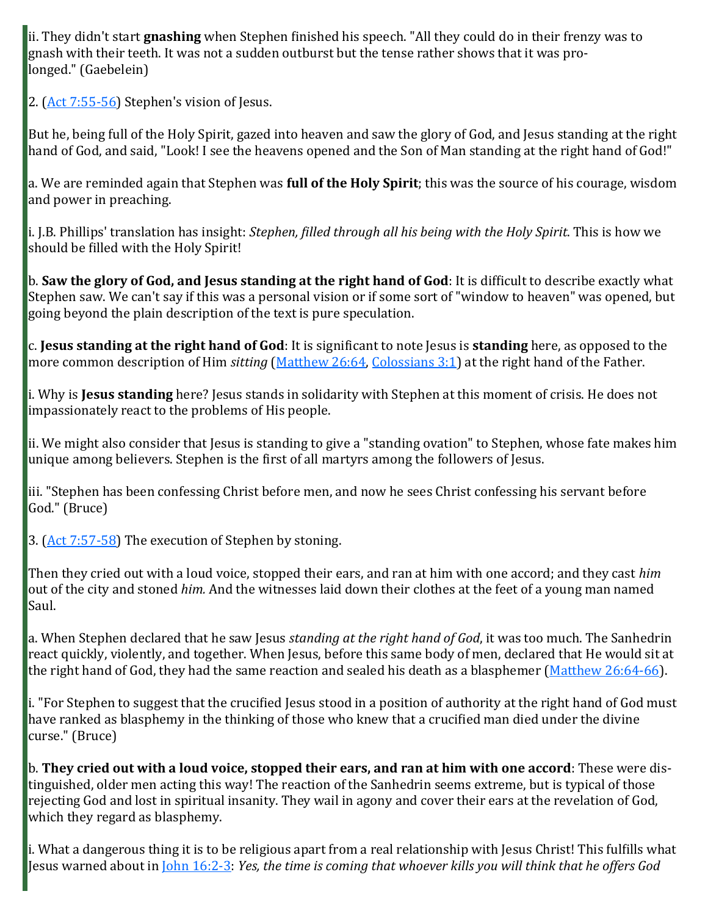ii. They didn't start **gnashing** when Stephen finished his speech. "All they could do in their frenzy was to gnash with their teeth. It was not a sudden outburst but the tense rather shows that it was prolonged." (Gaebelein)

2. ([Act 7:55-56](#)) Stephen's vision of Jesus.

But he, being full of the Holy Spirit, gazed into heaven and saw the glory of God, and Jesus standing at the right hand of God, and said, "Look! I see the heavens opened and the Son of Man standing at the right hand of God!"

a. We are reminded again that Stephen was **full of the Holy Spirit**; this was the source of his courage, wisdom and power in preaching.

i. J.B. Phillips' translation has insight: *Stephen, filled through all his being with the Holy Spirit*. This is how we should be filled with the Holy Spirit!

b. **Saw the glory of God, and Jesus standing at the right hand of God**: It is difficult to describe exactly what Stephen saw. We can't say if this was a personal vision or if some sort of "window to heaven" was opened, but going beyond the plain description of the text is pure speculation.

c. **Jesus standing at the right hand of God**: It is significant to note Jesus is **standing** here, as opposed to the more common description of Him *sitting* ([Matthew 26:64](#), [Colossians 3:1](#)) at the right hand of the Father.

i. Why is **Jesus standing** here? Jesus stands in solidarity with Stephen at this moment of crisis. He does not impassionately react to the problems of His people.

ii. We might also consider that Jesus is standing to give a "standing ovation" to Stephen, whose fate makes him unique among believers. Stephen is the first of all martyrs among the followers of Jesus.

iii. "Stephen has been confessing Christ before men, and now he sees Christ confessing his servant before God." (Bruce)

3. ([Act 7:57-58](#)) The execution of Stephen by stoning.

Then they cried out with a loud voice, stopped their ears, and ran at him with one accord; and they cast *him* out of the city and stoned *him.* And the witnesses laid down their clothes at the feet of a young man named Saul.

a. When Stephen declared that he saw Jesus *standing at the right hand of God*, it was too much. The Sanhedrin react quickly, violently, and together. When Jesus, before this same body of men, declared that He would sit at the right hand of God, they had the same reaction and sealed his death as a blasphemer ([Matthew 26:64-66](#)).

i. "For Stephen to suggest that the crucified Jesus stood in a position of authority at the right hand of God must have ranked as blasphemy in the thinking of those who knew that a crucified man died under the divine curse." (Bruce)

b. **They cried out with a loud voice, stopped their ears, and ran at him with one accord**: These were distinguished, older men acting this way! The reaction of the Sanhedrin seems extreme, but is typical of those rejecting God and lost in spiritual insanity. They wail in agony and cover their ears at the revelation of God, which they regard as blasphemy.

i. What a dangerous thing it is to be religious apart from a real relationship with Jesus Christ! This fulfills what Jesus warned about in [John 16:2-3](#): *Yes, the time is coming that whoever kills you will think that he offers God*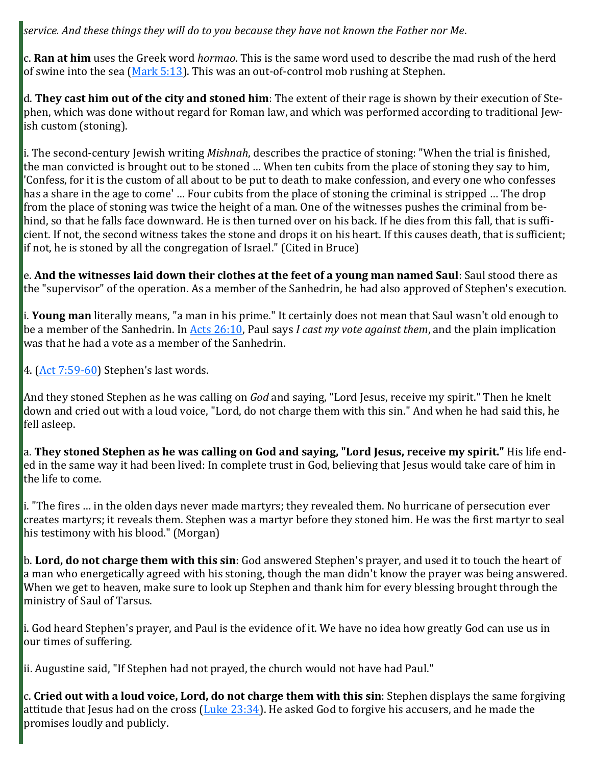*service. And these things they will do to you because they have not known the Father nor Me*.

c. **Ran at him** uses the Greek word *hormao*. This is the same word used to describe the mad rush of the herd of swine into the sea (Mark 5:13). This was an out-of-control mob rushing at Stephen.

d. **They cast him out of the city and stoned him**: The extent of their rage is shown by their execution of Stephen, which was done without regard for Roman law, and which was performed according to traditional Jewish custom (stoning).

i. The second-century Jewish writing *Mishnah*, describes the practice of stoning: "When the trial is finished, the man convicted is brought out to be stoned … When ten cubits from the place of stoning they say to him, 'Confess, for it is the custom of all about to be put to death to make confession, and every one who confesses has a share in the age to come' … Four cubits from the place of stoning the criminal is stripped … The drop from the place of stoning was twice the height of a man. One of the witnesses pushes the criminal from behind, so that he falls face downward. He is then turned over on his back. If he dies from this fall, that is sufficient. If not, the second witness takes the stone and drops it on his heart. If this causes death, that is sufficient; if not, he is stoned by all the congregation of Israel." (Cited in Bruce)

e. **And the witnesses laid down their clothes at the feet of a young man named Saul**: Saul stood there as the "supervisor" of the operation. As a member of the Sanhedrin, he had also approved of Stephen's execution.

i. **Young man** literally means, "a man in his prime." It certainly does not mean that Saul wasn't old enough to be a member of the Sanhedrin. In Acts 26:10, Paul says *I cast my vote against them*, and the plain implication was that he had a vote as a member of the Sanhedrin.

4. (Act 7:59-60) Stephen's last words.

And they stoned Stephen as he was calling on *God* and saying, "Lord Jesus, receive my spirit." Then he knelt down and cried out with a loud voice, "Lord, do not charge them with this sin." And when he had said this, he fell asleep.

a. **They stoned Stephen as he was calling on God and saying, "Lord Jesus, receive my spirit."** His life ended in the same way it had been lived: In complete trust in God, believing that Jesus would take care of him in the life to come.

i. "The fires … in the olden days never made martyrs; they revealed them. No hurricane of persecution ever creates martyrs; it reveals them. Stephen was a martyr before they stoned him. He was the first martyr to seal his testimony with his blood." (Morgan)

b. **Lord, do not charge them with this sin**: God answered Stephen's prayer, and used it to touch the heart of a man who energetically agreed with his stoning, though the man didn't know the prayer was being answered. When we get to heaven, make sure to look up Stephen and thank him for every blessing brought through the ministry of Saul of Tarsus.

i. God heard Stephen's prayer, and Paul is the evidence of it. We have no idea how greatly God can use us in our times of suffering.

ii. Augustine said, "If Stephen had not prayed, the church would not have had Paul."

c. **Cried out with a loud voice, Lord, do not charge them with this sin**: Stephen displays the same forgiving attitude that Jesus had on the cross (Luke 23:34). He asked God to forgive his accusers, and he made the promises loudly and publicly.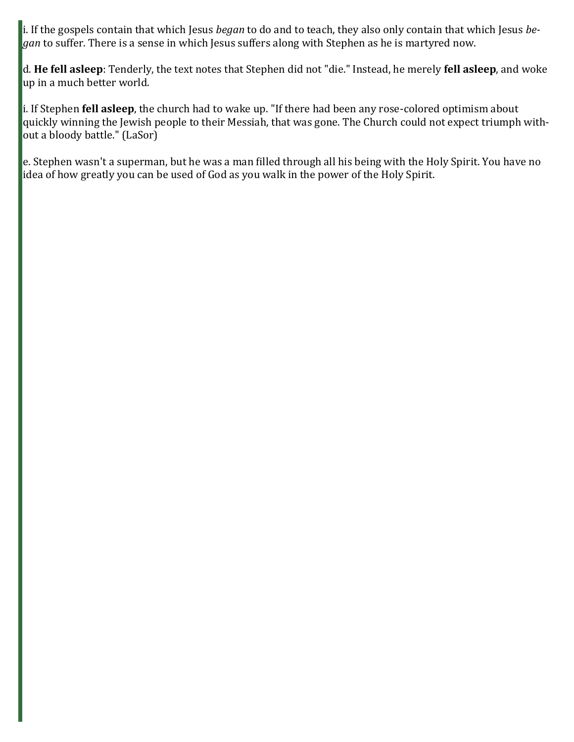i. If the gospels contain that which Jesus *began* to do and to teach, they also only contain that which Jesus *began* to suffer. There is a sense in which Jesus suffers along with Stephen as he is martyred now.

d. **He fell asleep**: Tenderly, the text notes that Stephen did not "die." Instead, he merely **fell asleep**, and woke up in a much better world.

i. If Stephen **fell asleep**, the church had to wake up. "If there had been any rose-colored optimism about quickly winning the Jewish people to their Messiah, that was gone. The Church could not expect triumph without a bloody battle." (LaSor)

e. Stephen wasn't a superman, but he was a man filled through all his being with the Holy Spirit. You have no idea of how greatly you can be used of God as you walk in the power of the Holy Spirit.